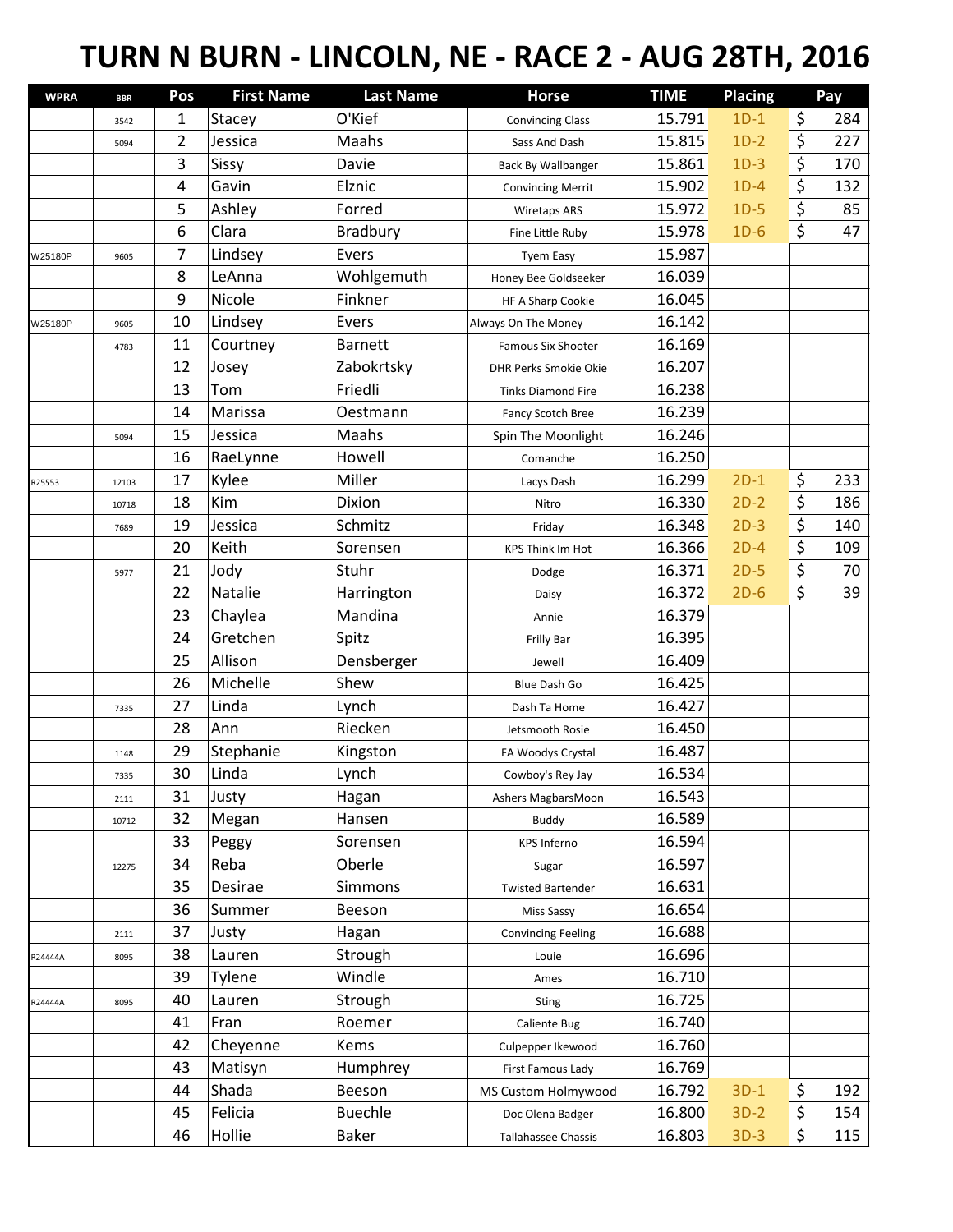# TURN N BURN - LINCOLN, NE - RACE 2 - AUG 28TH, 2016

| WPRA | BBR | Pos | First Name | Last Name | Horse | TIME | Placing | Pay |
|---|---|---|---|---|---|---|---|---|
| | 3542 | 1 | Stacey | O'Kief | Convincing Class | 15.791 | 1D-1 | $ 284 |
| | 5094 | 2 | Jessica | Maahs | Sass And Dash | 15.815 | 1D-2 | $ 227 |
| | | 3 | Sissy | Davie | Back By Wallbanger | 15.861 | 1D-3 | $ 170 |
| | | 4 | Gavin | Elznic | Convincing Merrit | 15.902 | 1D-4 | $ 132 |
| | | 5 | Ashley | Forred | Wiretaps ARS | 15.972 | 1D-5 | $ 85 |
| | | 6 | Clara | Bradbury | Fine Little Ruby | 15.978 | 1D-6 | $ 47 |
| W25180P | 9605 | 7 | Lindsey | Evers | Tyem Easy | 15.987 | | |
| | | 8 | LeAnna | Wohlgemuth | Honey Bee Goldseeker | 16.039 | | |
| | | 9 | Nicole | Finkner | HF A Sharp Cookie | 16.045 | | |
| W25180P | 9605 | 10 | Lindsey | Evers | Always On The Money | 16.142 | | |
| | 4783 | 11 | Courtney | Barnett | Famous Six Shooter | 16.169 | | |
| | | 12 | Josey | Zabokrtsky | DHR Perks Smokie Okie | 16.207 | | |
| | | 13 | Tom | Friedli | Tinks Diamond Fire | 16.238 | | |
| | | 14 | Marissa | Oestmann | Fancy Scotch Bree | 16.239 | | |
| | 5094 | 15 | Jessica | Maahs | Spin The Moonlight | 16.246 | | |
| | | 16 | RaeLynne | Howell | Comanche | 16.250 | | |
| R25553 | 12103 | 17 | Kylee | Miller | Lacys Dash | 16.299 | 2D-1 | $ 233 |
| | 10718 | 18 | Kim | Dixion | Nitro | 16.330 | 2D-2 | $ 186 |
| | 7689 | 19 | Jessica | Schmitz | Friday | 16.348 | 2D-3 | $ 140 |
| | | 20 | Keith | Sorensen | KPS Think Im Hot | 16.366 | 2D-4 | $ 109 |
| | 5977 | 21 | Jody | Stuhr | Dodge | 16.371 | 2D-5 | $ 70 |
| | | 22 | Natalie | Harrington | Daisy | 16.372 | 2D-6 | $ 39 |
| | | 23 | Chaylea | Mandina | Annie | 16.379 | | |
| | | 24 | Gretchen | Spitz | Frilly Bar | 16.395 | | |
| | | 25 | Allison | Densberger | Jewell | 16.409 | | |
| | | 26 | Michelle | Shew | Blue Dash Go | 16.425 | | |
| | 7335 | 27 | Linda | Lynch | Dash Ta Home | 16.427 | | |
| | | 28 | Ann | Riecken | Jetsmooth Rosie | 16.450 | | |
| | 1148 | 29 | Stephanie | Kingston | FA Woodys Crystal | 16.487 | | |
| | 7335 | 30 | Linda | Lynch | Cowboy's Rey Jay | 16.534 | | |
| | 2111 | 31 | Justy | Hagan | Ashers MagbarsMoon | 16.543 | | |
| | 10712 | 32 | Megan | Hansen | Buddy | 16.589 | | |
| | | 33 | Peggy | Sorensen | KPS Inferno | 16.594 | | |
| | 12275 | 34 | Reba | Oberle | Sugar | 16.597 | | |
| | | 35 | Desirae | Simmons | Twisted Bartender | 16.631 | | |
| | | 36 | Summer | Beeson | Miss Sassy | 16.654 | | |
| | 2111 | 37 | Justy | Hagan | Convincing Feeling | 16.688 | | |
| R24444A | 8095 | 38 | Lauren | Strough | Louie | 16.696 | | |
| | | 39 | Tylene | Windle | Ames | 16.710 | | |
| R24444A | 8095 | 40 | Lauren | Strough | Sting | 16.725 | | |
| | | 41 | Fran | Roemer | Caliente Bug | 16.740 | | |
| | | 42 | Cheyenne | Kems | Culpepper Ikewood | 16.760 | | |
| | | 43 | Matisyn | Humphrey | First Famous Lady | 16.769 | | |
| | | 44 | Shada | Beeson | MS Custom Holmywood | 16.792 | 3D-1 | $ 192 |
| | | 45 | Felicia | Buechle | Doc Olena Badger | 16.800 | 3D-2 | $ 154 |
| | | 46 | Hollie | Baker | Tallahassee Chassis | 16.803 | 3D-3 | $ 115 |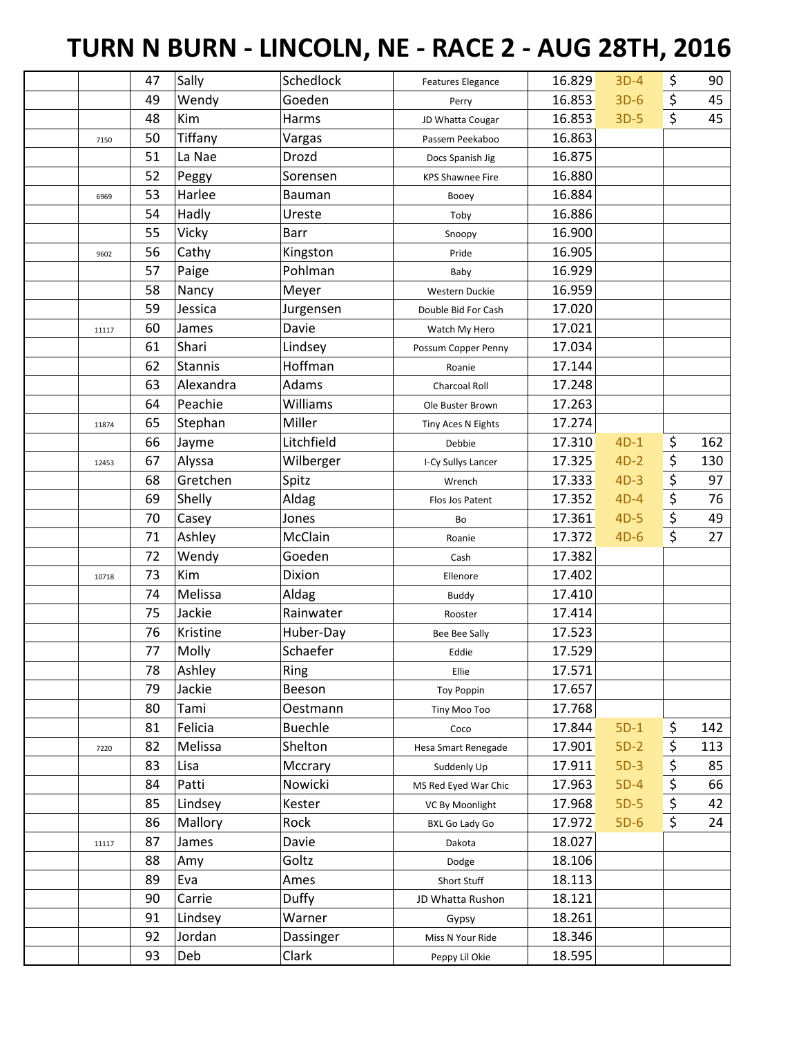# TURN N BURN - LINCOLN, NE - RACE 2 - AUG 28TH, 2016

| | | | | | | | | |
|---|---|---|---|---|---|---|---|---|
| | | 47 | Sally | Schedlock | Features Elegance | 16.829 | 3D-4 | $ 90 |
| | | 49 | Wendy | Goeden | Perry | 16.853 | 3D-6 | $ 45 |
| | | 48 | Kim | Harms | JD Whatta Cougar | 16.853 | 3D-5 | $ 45 |
| | 7150 | 50 | Tiffany | Vargas | Passem Peekaboo | 16.863 | | |
| | | 51 | La Nae | Drozd | Docs Spanish Jig | 16.875 | | |
| | | 52 | Peggy | Sorensen | KPS Shawnee Fire | 16.880 | | |
| | 6969 | 53 | Harlee | Bauman | Booey | 16.884 | | |
| | | 54 | Hadly | Ureste | Toby | 16.886 | | |
| | | 55 | Vicky | Barr | Snoopy | 16.900 | | |
| | 9602 | 56 | Cathy | Kingston | Pride | 16.905 | | |
| | | 57 | Paige | Pohlman | Baby | 16.929 | | |
| | | 58 | Nancy | Meyer | Western Duckie | 16.959 | | |
| | | 59 | Jessica | Jurgensen | Double Bid For Cash | 17.020 | | |
| | 11117 | 60 | James | Davie | Watch My Hero | 17.021 | | |
| | | 61 | Shari | Lindsey | Possum Copper Penny | 17.034 | | |
| | | 62 | Stannis | Hoffman | Roanie | 17.144 | | |
| | | 63 | Alexandra | Adams | Charcoal Roll | 17.248 | | |
| | | 64 | Peachie | Williams | Ole Buster Brown | 17.263 | | |
| | 11874 | 65 | Stephan | Miller | Tiny Aces N Eights | 17.274 | | |
| | | 66 | Jayme | Litchfield | Debbie | 17.310 | 4D-1 | $ 162 |
| | 12453 | 67 | Alyssa | Wilberger | I-Cy Sullys Lancer | 17.325 | 4D-2 | $ 130 |
| | | 68 | Gretchen | Spitz | Wrench | 17.333 | 4D-3 | $ 97 |
| | | 69 | Shelly | Aldag | Flos Jos Patent | 17.352 | 4D-4 | $ 76 |
| | | 70 | Casey | Jones | Bo | 17.361 | 4D-5 | $ 49 |
| | | 71 | Ashley | McClain | Roanie | 17.372 | 4D-6 | $ 27 |
| | | 72 | Wendy | Goeden | Cash | 17.382 | | |
| | 10718 | 73 | Kim | Dixion | Ellenore | 17.402 | | |
| | | 74 | Melissa | Aldag | Buddy | 17.410 | | |
| | | 75 | Jackie | Rainwater | Rooster | 17.414 | | |
| | | 76 | Kristine | Huber-Day | Bee Bee Sally | 17.523 | | |
| | | 77 | Molly | Schaefer | Eddie | 17.529 | | |
| | | 78 | Ashley | Ring | Ellie | 17.571 | | |
| | | 79 | Jackie | Beeson | Toy Poppin | 17.657 | | |
| | | 80 | Tami | Oestmann | Tiny Moo Too | 17.768 | | |
| | | 81 | Felicia | Buechle | Coco | 17.844 | 5D-1 | $ 142 |
| | 7220 | 82 | Melissa | Shelton | Hesa Smart Renegade | 17.901 | 5D-2 | $ 113 |
| | | 83 | Lisa | Mccrary | Suddenly Up | 17.911 | 5D-3 | $ 85 |
| | | 84 | Patti | Nowicki | MS Red Eyed War Chic | 17.963 | 5D-4 | $ 66 |
| | | 85 | Lindsey | Kester | VC By Moonlight | 17.968 | 5D-5 | $ 42 |
| | | 86 | Mallory | Rock | BXL Go Lady Go | 17.972 | 5D-6 | $ 24 |
| | 11117 | 87 | James | Davie | Dakota | 18.027 | | |
| | | 88 | Amy | Goltz | Dodge | 18.106 | | |
| | | 89 | Eva | Ames | Short Stuff | 18.113 | | |
| | | 90 | Carrie | Duffy | JD Whatta Rushon | 18.121 | | |
| | | 91 | Lindsey | Warner | Gypsy | 18.261 | | |
| | | 92 | Jordan | Dassinger | Miss N Your Ride | 18.346 | | |
| | | 93 | Deb | Clark | Peppy Lil Okie | 18.595 | | |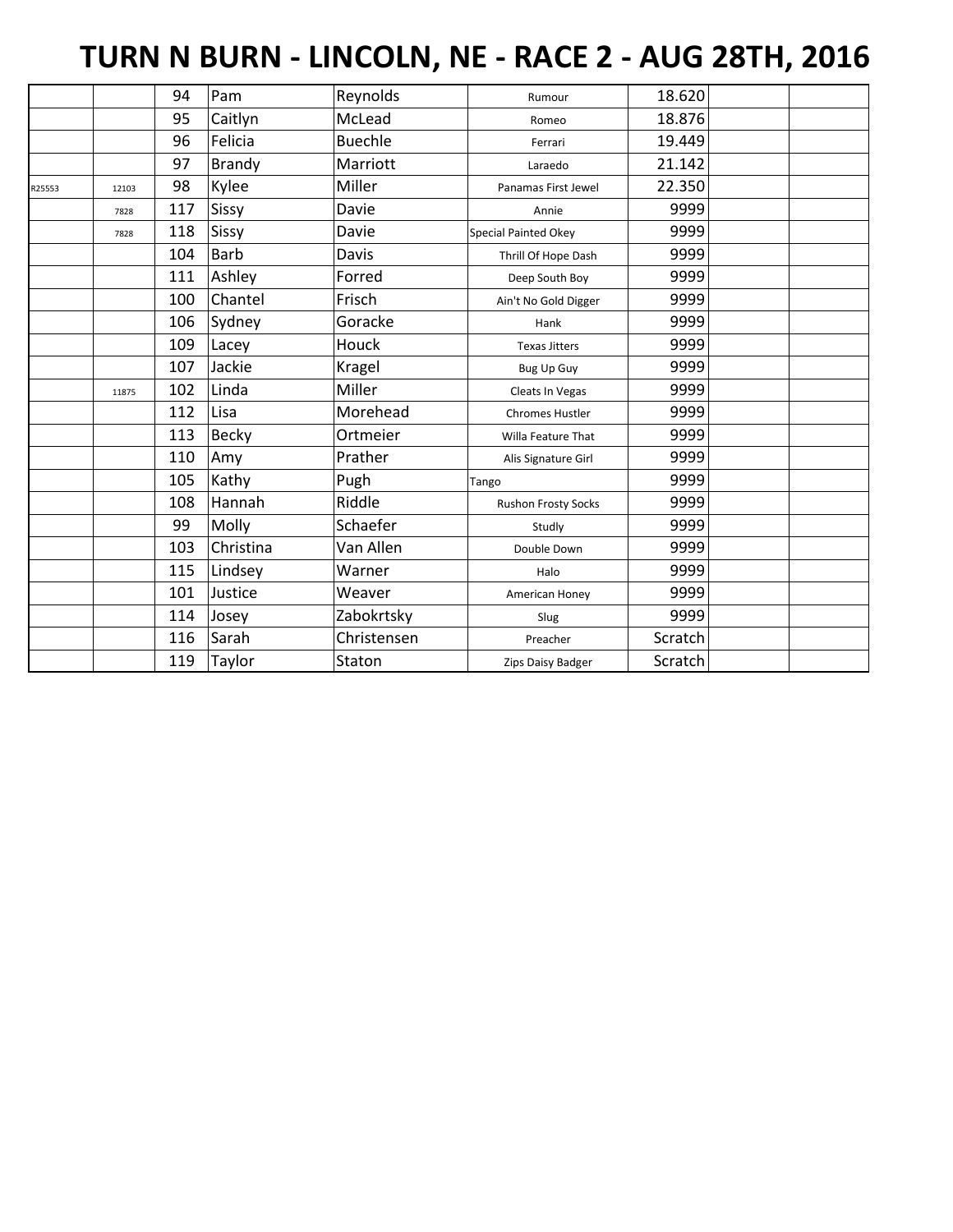# TURN N BURN - LINCOLN, NE - RACE 2 - AUG 28TH, 2016

| | | | | | | | | |
|---|---|---|---|---|---|---|---|---|
| | | 94 | Pam | Reynolds | Rumour | 18.620 | | |
| | | 95 | Caitlyn | McLead | Romeo | 18.876 | | |
| | | 96 | Felicia | Buechle | Ferrari | 19.449 | | |
| | | 97 | Brandy | Marriott | Laraedo | 21.142 | | |
| R25553 | 12103 | 98 | Kylee | Miller | Panamas First Jewel | 22.350 | | |
| | 7828 | 117 | Sissy | Davie | Annie | 9999 | | |
| | 7828 | 118 | Sissy | Davie | Special Painted Okey | 9999 | | |
| | | 104 | Barb | Davis | Thrill Of Hope Dash | 9999 | | |
| | | 111 | Ashley | Forred | Deep South Boy | 9999 | | |
| | | 100 | Chantel | Frisch | Ain't No Gold Digger | 9999 | | |
| | | 106 | Sydney | Goracke | Hank | 9999 | | |
| | | 109 | Lacey | Houck | Texas Jitters | 9999 | | |
| | | 107 | Jackie | Kragel | Bug Up Guy | 9999 | | |
| | 11875 | 102 | Linda | Miller | Cleats In Vegas | 9999 | | |
| | | 112 | Lisa | Morehead | Chromes Hustler | 9999 | | |
| | | 113 | Becky | Ortmeier | Willa Feature That | 9999 | | |
| | | 110 | Amy | Prather | Alis Signature Girl | 9999 | | |
| | | 105 | Kathy | Pugh | Tango | 9999 | | |
| | | 108 | Hannah | Riddle | Rushon Frosty Socks | 9999 | | |
| | | 99 | Molly | Schaefer | Studly | 9999 | | |
| | | 103 | Christina | Van Allen | Double Down | 9999 | | |
| | | 115 | Lindsey | Warner | Halo | 9999 | | |
| | | 101 | Justice | Weaver | American Honey | 9999 | | |
| | | 114 | Josey | Zabokrtsky | Slug | 9999 | | |
| | | 116 | Sarah | Christensen | Preacher | Scratch | | |
| | | 119 | Taylor | Staton | Zips Daisy Badger | Scratch | | |